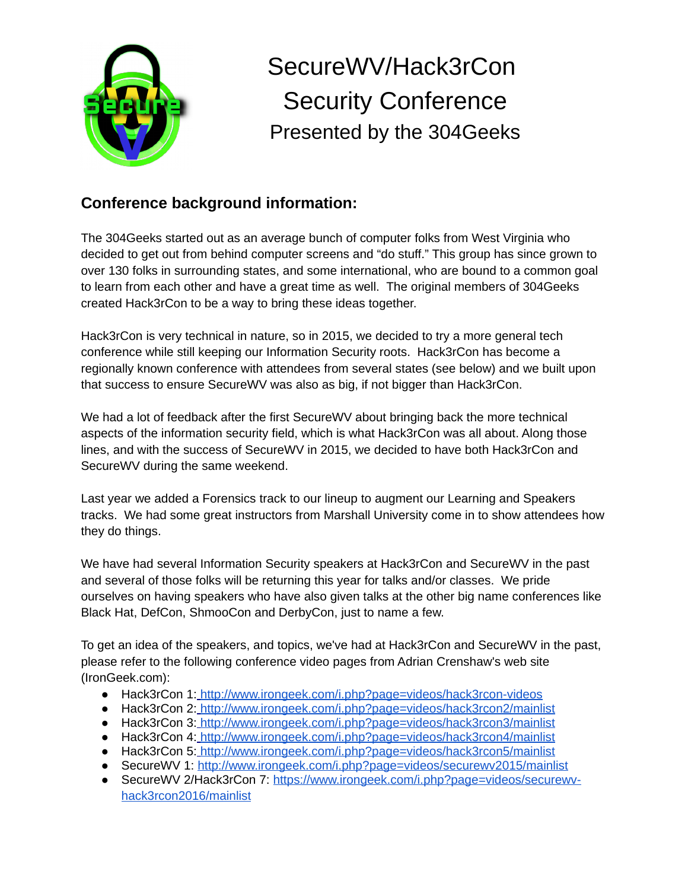# SecureWV/Hack3rCon Security Conference

## Presented by the 304Geeks

### Conference background information:

The 304Geeks started out as an average bunch of computer folks from West Virginia who decided to get out from behind computer screens and "do stuff." This group has since grown to over 130 folks in surrounding states, and some international, who are bound to a common goal to learn from each other and have a great time as well. The original members of 304Geeks created Hack3rCon to be a way to bring these ideas together.

Hack3rCon is very technical in nature, so in 2015, we decided to try a more general tech conference while still keeping our Information Security roots. Hack3rCon has become a regionally known conference with attendees from several states (see below) and we built upon that success to ensure SecureWV was also as big, if not bigger than Hack3rCon.

We had a lot of feedback after the first SecureWV about bringing back the more technical aspects of the information security field, which is what Hack3rCon was all about. Along those lines, and with the success of SecureWV in 2015, we decided to have both Hack3rCon and SecureWV during the same weekend.

Last year we added a Forensics track to our lineup to augment our Learning and Speakers tracks. We had some great instructors from Marshall University come in to show attendees how they do things.

We have had several Information Security speakers at Hack3rCon and SecureWV in the past and several of those folks will be returning this year for talks and/or classes. We pride ourselves on having speakers who have also given talks at the other big name conferences like Black Hat, DefCon, ShmooCon and DerbyCon, just to name a few.

To get an idea of the speakers, and topics, we've had at Hack3rCon and SecureWV in the past, please refer to the following conference video pages from Adrian Crenshaw's web site (IronGeek.com):

- Hack3rCon 1: http://www.irongeek.com/i.php?page=videos/hack3rcon-videos
- Hack3rCon 2: http://www.irongeek.com/i.php?page=videos/hack3rcon2/mainlist
- Hack3rCon 3: http://www.irongeek.com/i.php?page=videos/hack3rcon3/mainlist
- Hack3rCon 4: http://www.irongeek.com/i.php?page=videos/hack3rcon4/mainlist
- Hack3rCon 5: http://www.irongeek.com/i.php?page=videos/hack3rcon5/mainlist
- SecureWV 1: http://www.irongeek.com/i.php?page=videos/securewv2015/mainlist
- SecureWV 2/Hack3rCon 7: https://www.irongeek.com/i.php?page=videos/securewv-hack3rcon2016/mainlist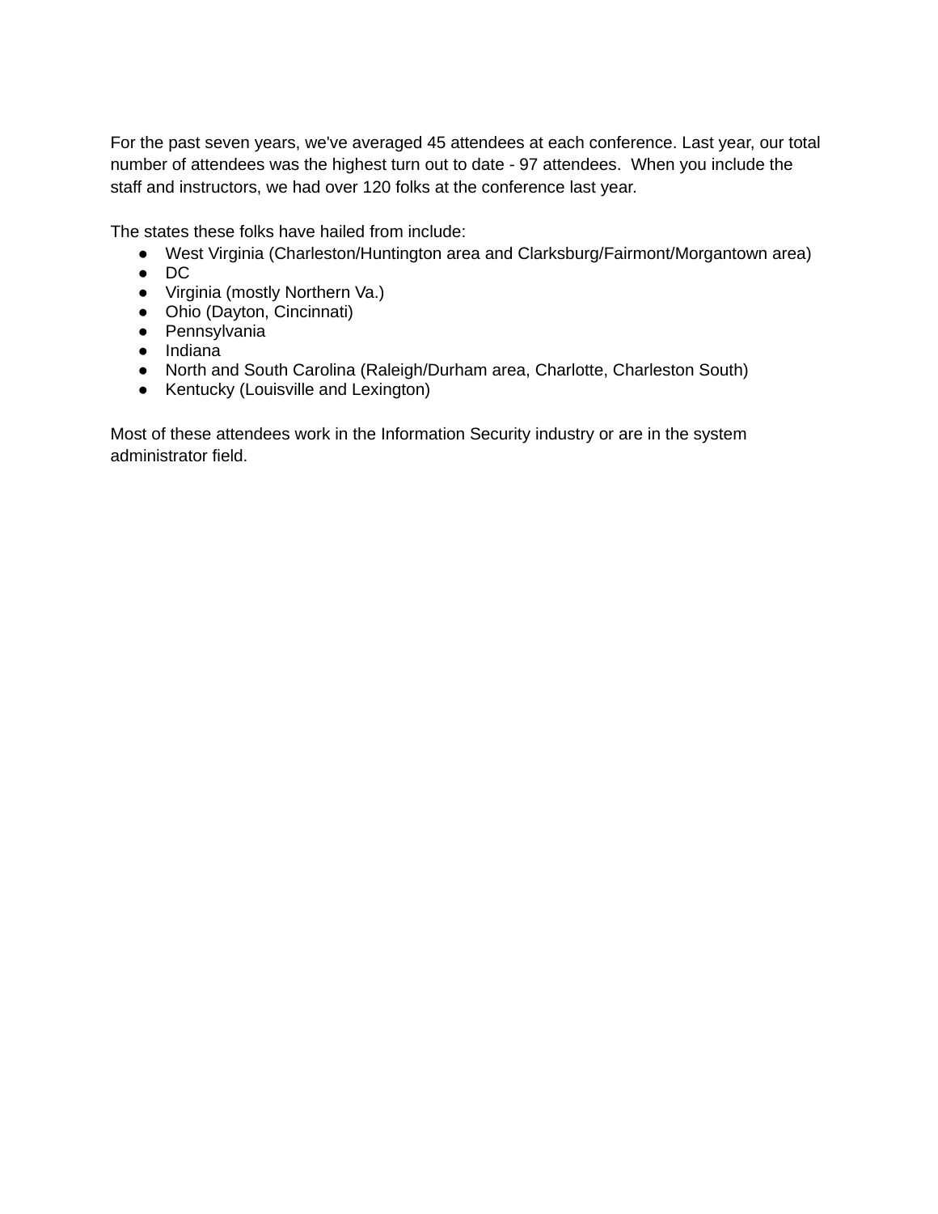For the past seven years, we've averaged 45 attendees at each conference. Last year, our total number of attendees was the highest turn out to date - 97 attendees. When you include the staff and instructors, we had over 120 folks at the conference last year.

The states these folks have hailed from include:

- West Virginia (Charleston/Huntington area and Clarksburg/Fairmont/Morgantown area)
- DC
- Virginia (mostly Northern Va.)
- Ohio (Dayton, Cincinnati)
- Pennsylvania
- Indiana
- North and South Carolina (Raleigh/Durham area, Charlotte, Charleston South)
- Kentucky (Louisville and Lexington)

Most of these attendees work in the Information Security industry or are in the system administrator field.